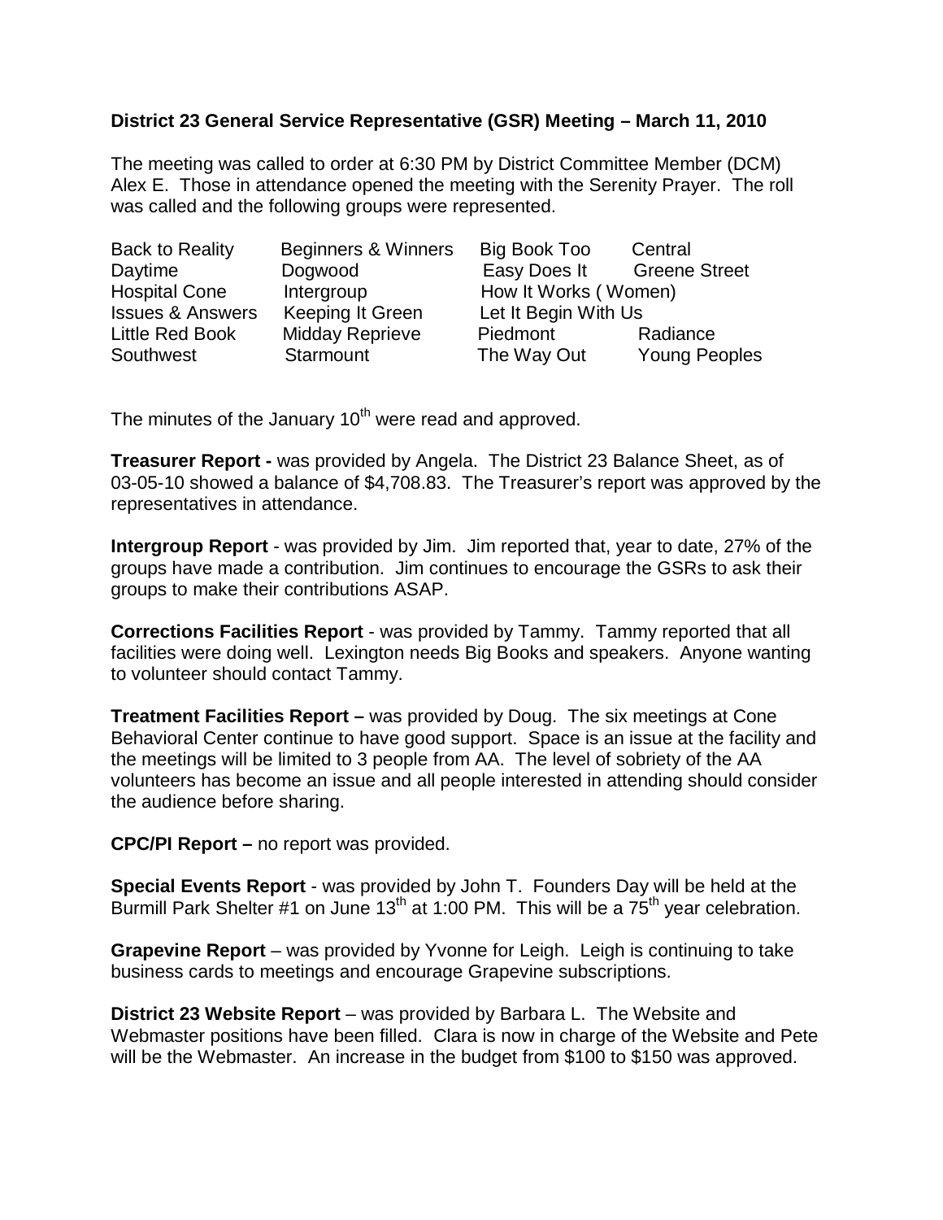**District 23 General Service Representative (GSR) Meeting – March 11, 2010**

The meeting was called to order at 6:30 PM by District Committee Member (DCM) Alex E. Those in attendance opened the meeting with the Serenity Prayer. The roll was called and the following groups were represented.

| | | | |
|---|---|---|---|
| Back to Reality | Beginners & Winners | Big Book Too | Central |
| Daytime | Dogwood | Easy Does It | Greene Street |
| Hospital Cone | Intergroup | How It Works ( Women) | |
| Issues & Answers | Keeping It Green | Let It Begin With Us | |
| Little Red Book | Midday Reprieve | Piedmont | Radiance |
| Southwest | Starmount | The Way Out | Young Peoples |

The minutes of the January 10th were read and approved.

**Treasurer Report -** was provided by Angela. The District 23 Balance Sheet, as of 03-05-10 showed a balance of $4,708.83. The Treasurer's report was approved by the representatives in attendance.

**Intergroup Report** - was provided by Jim. Jim reported that, year to date, 27% of the groups have made a contribution. Jim continues to encourage the GSRs to ask their groups to make their contributions ASAP.

**Corrections Facilities Report** - was provided by Tammy. Tammy reported that all facilities were doing well. Lexington needs Big Books and speakers. Anyone wanting to volunteer should contact Tammy.

**Treatment Facilities Report –** was provided by Doug. The six meetings at Cone Behavioral Center continue to have good support. Space is an issue at the facility and the meetings will be limited to 3 people from AA. The level of sobriety of the AA volunteers has become an issue and all people interested in attending should consider the audience before sharing.

**CPC/PI Report –** no report was provided.

**Special Events Report** - was provided by John T. Founders Day will be held at the Burmill Park Shelter #1 on June 13th at 1:00 PM. This will be a 75th year celebration.

**Grapevine Report** – was provided by Yvonne for Leigh. Leigh is continuing to take business cards to meetings and encourage Grapevine subscriptions.

**District 23 Website Report** – was provided by Barbara L. The Website and Webmaster positions have been filled. Clara is now in charge of the Website and Pete will be the Webmaster. An increase in the budget from $100 to $150 was approved.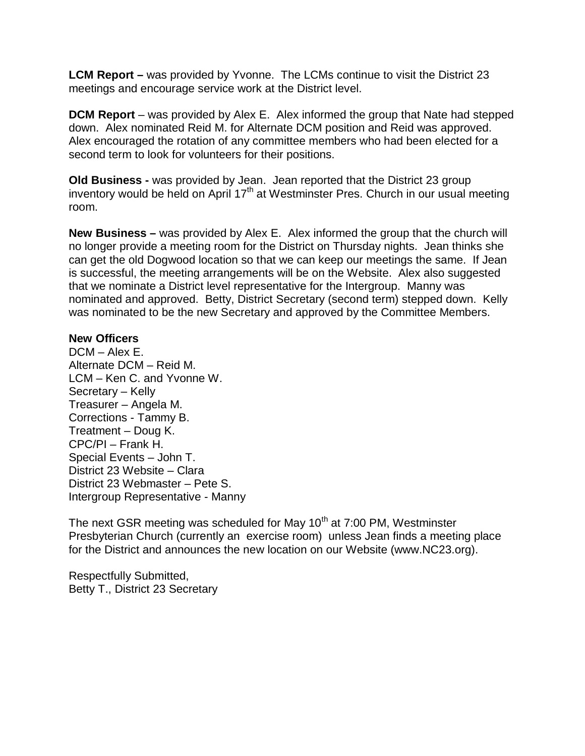**LCM Report –** was provided by Yvonne. The LCMs continue to visit the District 23 meetings and encourage service work at the District level.

**DCM Report** – was provided by Alex E. Alex informed the group that Nate had stepped down. Alex nominated Reid M. for Alternate DCM position and Reid was approved. Alex encouraged the rotation of any committee members who had been elected for a second term to look for volunteers for their positions.

**Old Business -** was provided by Jean. Jean reported that the District 23 group inventory would be held on April 17th at Westminster Pres. Church in our usual meeting room.

**New Business –** was provided by Alex E. Alex informed the group that the church will no longer provide a meeting room for the District on Thursday nights. Jean thinks she can get the old Dogwood location so that we can keep our meetings the same. If Jean is successful, the meeting arrangements will be on the Website. Alex also suggested that we nominate a District level representative for the Intergroup. Manny was nominated and approved. Betty, District Secretary (second term) stepped down. Kelly was nominated to be the new Secretary and approved by the Committee Members.

**New Officers**

DCM – Alex E.
Alternate DCM – Reid M.
LCM – Ken C. and Yvonne W.
Secretary – Kelly
Treasurer – Angela M.
Corrections - Tammy B.
Treatment – Doug K.
CPC/PI – Frank H.
Special Events – John T.
District 23 Website – Clara
District 23 Webmaster – Pete S.
Intergroup Representative - Manny

The next GSR meeting was scheduled for May 10th at 7:00 PM, Westminster Presbyterian Church (currently an exercise room) unless Jean finds a meeting place for the District and announces the new location on our Website (www.NC23.org).

Respectfully Submitted,
Betty T., District 23 Secretary